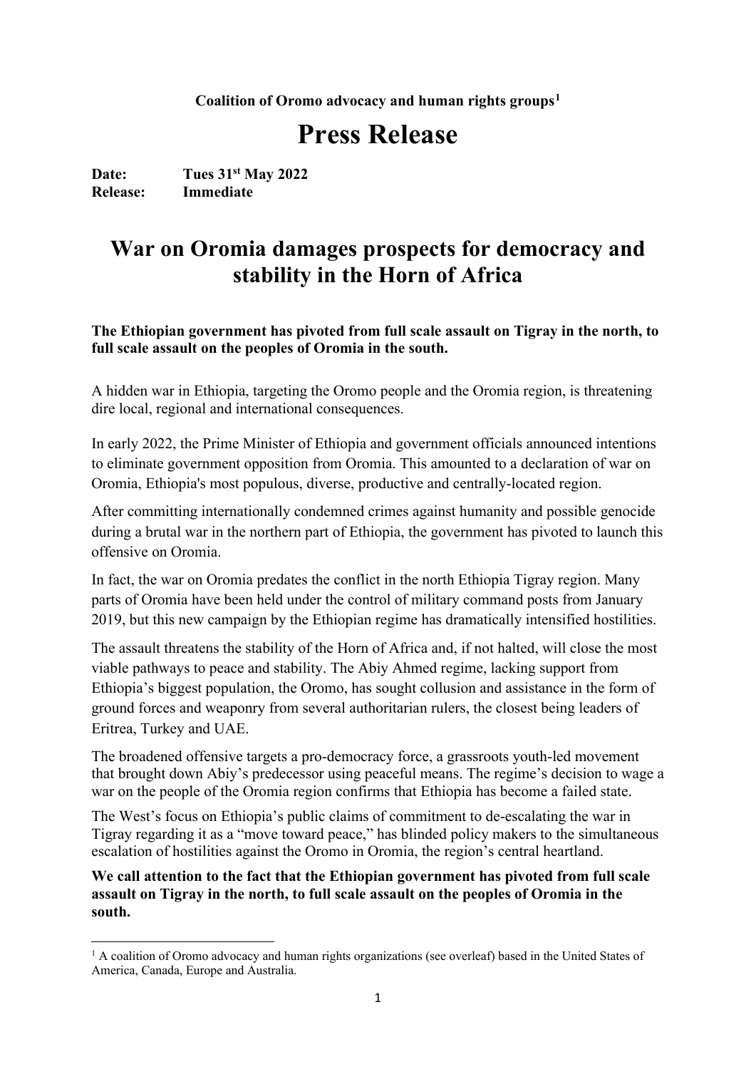**Coalition of Oromo advocacy and human rights groups[1]**

# Press Release

**Date:** Tues 31st May 2022
**Release:** Immediate

## War on Oromia damages prospects for democracy and stability in the Horn of Africa

**The Ethiopian government has pivoted from full scale assault on Tigray in the north, to full scale assault on the peoples of Oromia in the south.**

A hidden war in Ethiopia, targeting the Oromo people and the Oromia region, is threatening dire local, regional and international consequences.

In early 2022, the Prime Minister of Ethiopia and government officials announced intentions to eliminate government opposition from Oromia. This amounted to a declaration of war on Oromia, Ethiopia's most populous, diverse, productive and centrally-located region.

After committing internationally condemned crimes against humanity and possible genocide during a brutal war in the northern part of Ethiopia, the government has pivoted to launch this offensive on Oromia.

In fact, the war on Oromia predates the conflict in the north Ethiopia Tigray region. Many parts of Oromia have been held under the control of military command posts from January 2019, but this new campaign by the Ethiopian regime has dramatically intensified hostilities.

The assault threatens the stability of the Horn of Africa and, if not halted, will close the most viable pathways to peace and stability. The Abiy Ahmed regime, lacking support from Ethiopia's biggest population, the Oromo, has sought collusion and assistance in the form of ground forces and weaponry from several authoritarian rulers, the closest being leaders of Eritrea, Turkey and UAE.

The broadened offensive targets a pro-democracy force, a grassroots youth-led movement that brought down Abiy's predecessor using peaceful means. The regime's decision to wage a war on the people of the Oromia region confirms that Ethiopia has become a failed state.

The West's focus on Ethiopia's public claims of commitment to de-escalating the war in Tigray regarding it as a "move toward peace," has blinded policy makers to the simultaneous escalation of hostilities against the Oromo in Oromia, the region's central heartland.

**We call attention to the fact that the Ethiopian government has pivoted from full scale assault on Tigray in the north, to full scale assault on the peoples of Oromia in the south.**

---

[1] A coalition of Oromo advocacy and human rights organizations (see overleaf) based in the United States of America, Canada, Europe and Australia.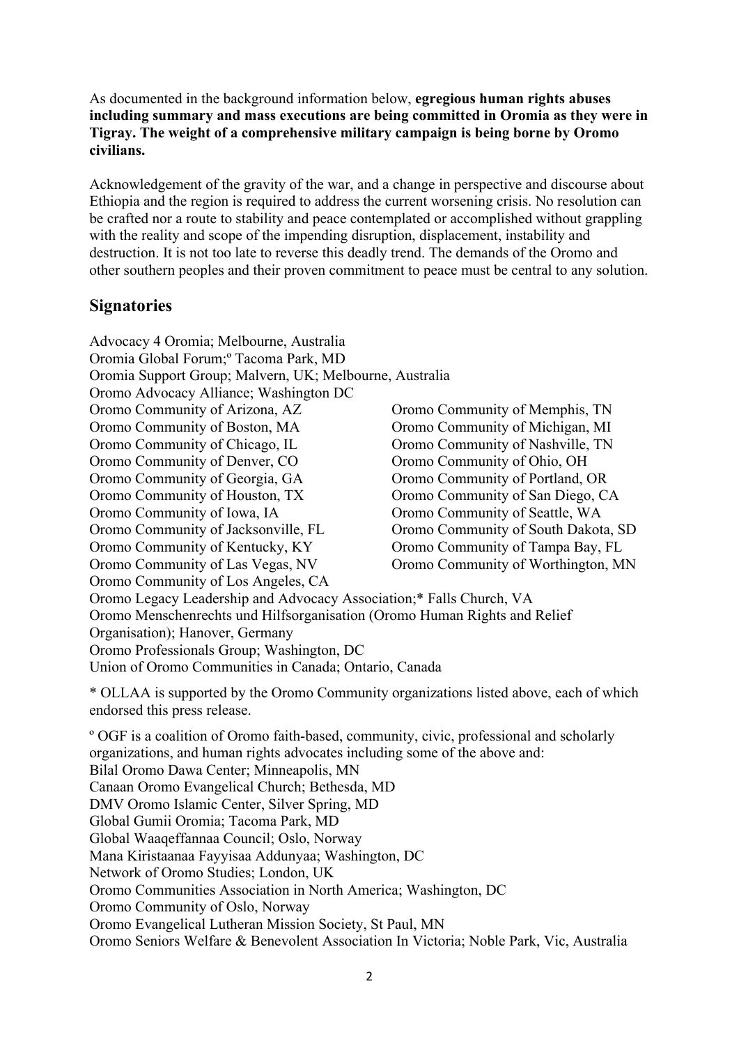As documented in the background information below, **egregious human rights abuses including summary and mass executions are being committed in Oromia as they were in Tigray. The weight of a comprehensive military campaign is being borne by Oromo civilians.**

Acknowledgement of the gravity of the war, and a change in perspective and discourse about Ethiopia and the region is required to address the current worsening crisis. No resolution can be crafted nor a route to stability and peace contemplated or accomplished without grappling with the reality and scope of the impending disruption, displacement, instability and destruction. It is not too late to reverse this deadly trend. The demands of the Oromo and other southern peoples and their proven commitment to peace must be central to any solution.

## Signatories

Advocacy 4 Oromia; Melbourne, Australia
Oromia Global Forum;º Tacoma Park, MD
Oromia Support Group; Malvern, UK; Melbourne, Australia
Oromo Advocacy Alliance; Washington DC
Oromo Community of Arizona, AZ
Oromo Community of Boston, MA
Oromo Community of Chicago, IL
Oromo Community of Denver, CO
Oromo Community of Georgia, GA
Oromo Community of Houston, TX
Oromo Community of Iowa, IA
Oromo Community of Jacksonville, FL
Oromo Community of Kentucky, KY
Oromo Community of Las Vegas, NV
Oromo Community of Los Angeles, CA
Oromo Community of Memphis, TN
Oromo Community of Michigan, MI
Oromo Community of Nashville, TN
Oromo Community of Ohio, OH
Oromo Community of Portland, OR
Oromo Community of San Diego, CA
Oromo Community of Seattle, WA
Oromo Community of South Dakota, SD
Oromo Community of Tampa Bay, FL
Oromo Community of Worthington, MN
Oromo Legacy Leadership and Advocacy Association;* Falls Church, VA
Oromo Menschenrechts und Hilfsorganisation (Oromo Human Rights and Relief Organisation); Hanover, Germany
Oromo Professionals Group; Washington, DC
Union of Oromo Communities in Canada; Ontario, Canada

* OLLAA is supported by the Oromo Community organizations listed above, each of which endorsed this press release.

º OGF is a coalition of Oromo faith-based, community, civic, professional and scholarly organizations, and human rights advocates including some of the above and:
Bilal Oromo Dawa Center; Minneapolis, MN
Canaan Oromo Evangelical Church; Bethesda, MD
DMV Oromo Islamic Center, Silver Spring, MD
Global Gumii Oromia; Tacoma Park, MD
Global Waaqeffannaa Council; Oslo, Norway
Mana Kiristaanaa Fayyisaa Addunyaa; Washington, DC
Network of Oromo Studies; London, UK
Oromo Communities Association in North America; Washington, DC
Oromo Community of Oslo, Norway
Oromo Evangelical Lutheran Mission Society, St Paul, MN
Oromo Seniors Welfare & Benevolent Association In Victoria; Noble Park, Vic, Australia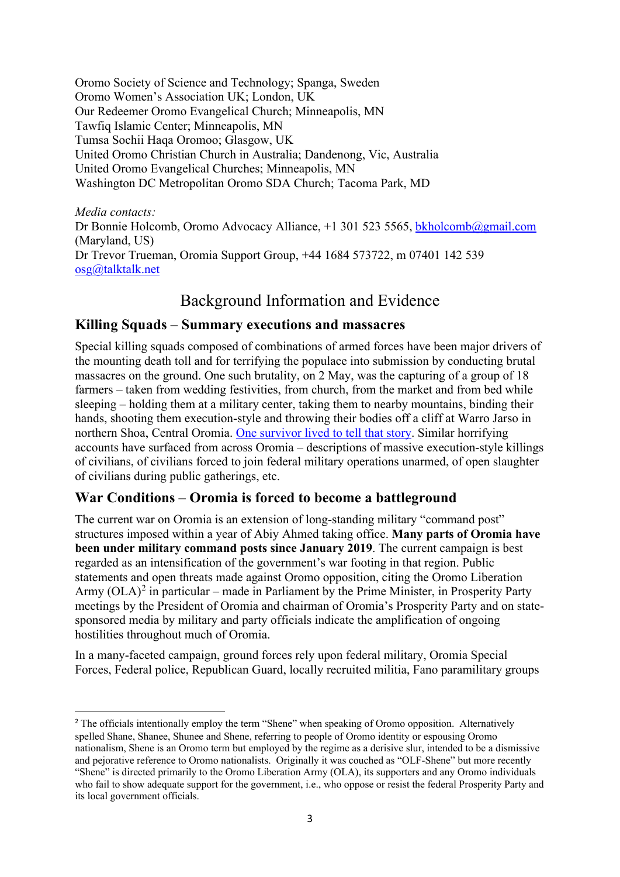Oromo Society of Science and Technology; Spanga, Sweden
Oromo Women's Association UK; London, UK
Our Redeemer Oromo Evangelical Church; Minneapolis, MN
Tawfiq Islamic Center; Minneapolis, MN
Tumsa Sochii Haqa Oromoo; Glasgow, UK
United Oromo Christian Church in Australia; Dandenong, Vic, Australia
United Oromo Evangelical Churches; Minneapolis, MN
Washington DC Metropolitan Oromo SDA Church; Tacoma Park, MD

*Media contacts:*
Dr Bonnie Holcomb, Oromo Advocacy Alliance, +1 301 523 5565, bkholcomb@gmail.com (Maryland, US)
Dr Trevor Trueman, Oromia Support Group, +44 1684 573722, m 07401 142 539 osg@talktalk.net

# Background Information and Evidence

## Killing Squads – Summary executions and massacres

Special killing squads composed of combinations of armed forces have been major drivers of the mounting death toll and for terrifying the populace into submission by conducting brutal massacres on the ground. One such brutality, on 2 May, was the capturing of a group of 18 farmers – taken from wedding festivities, from church, from the market and from bed while sleeping – holding them at a military center, taking them to nearby mountains, binding their hands, shooting them execution-style and throwing their bodies off a cliff at Warro Jarso in northern Shoa, Central Oromia. One survivor lived to tell that story. Similar horrifying accounts have surfaced from across Oromia – descriptions of massive execution-style killings of civilians, of civilians forced to join federal military operations unarmed, of open slaughter of civilians during public gatherings, etc.

## War Conditions – Oromia is forced to become a battleground

The current war on Oromia is an extension of long-standing military "command post" structures imposed within a year of Abiy Ahmed taking office. **Many parts of Oromia have been under military command posts since January 2019**. The current campaign is best regarded as an intensification of the government's war footing in that region. Public statements and open threats made against Oromo opposition, citing the Oromo Liberation Army (OLA)[2] in particular – made in Parliament by the Prime Minister, in Prosperity Party meetings by the President of Oromia and chairman of Oromia's Prosperity Party and on state-sponsored media by military and party officials indicate the amplification of ongoing hostilities throughout much of Oromia.

In a many-faceted campaign, ground forces rely upon federal military, Oromia Special Forces, Federal police, Republican Guard, locally recruited militia, Fano paramilitary groups

[2] The officials intentionally employ the term "Shene" when speaking of Oromo opposition. Alternatively spelled Shane, Shanee, Shunee and Shene, referring to people of Oromo identity or espousing Oromo nationalism, Shene is an Oromo term but employed by the regime as a derisive slur, intended to be a dismissive and pejorative reference to Oromo nationalists. Originally it was couched as "OLF-Shene" but more recently "Shene" is directed primarily to the Oromo Liberation Army (OLA), its supporters and any Oromo individuals who fail to show adequate support for the government, i.e., who oppose or resist the federal Prosperity Party and its local government officials.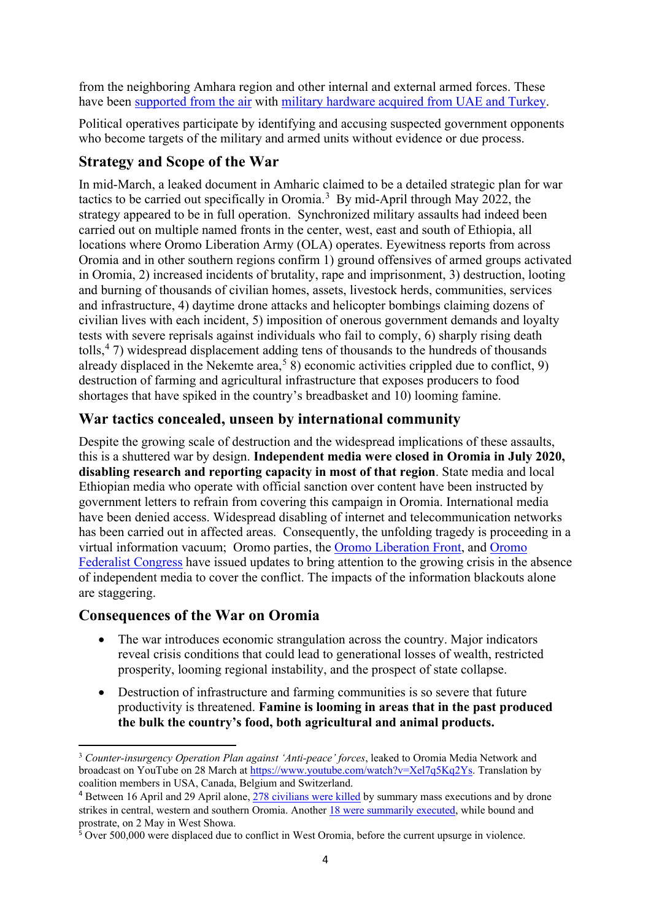from the neighboring Amhara region and other internal and external armed forces. These have been supported from the air with military hardware acquired from UAE and Turkey.

Political operatives participate by identifying and accusing suspected government opponents who become targets of the military and armed units without evidence or due process.

## Strategy and Scope of the War

In mid-March, a leaked document in Amharic claimed to be a detailed strategic plan for war tactics to be carried out specifically in Oromia.[3] By mid-April through May 2022, the strategy appeared to be in full operation. Synchronized military assaults had indeed been carried out on multiple named fronts in the center, west, east and south of Ethiopia, all locations where Oromo Liberation Army (OLA) operates. Eyewitness reports from across Oromia and in other southern regions confirm 1) ground offensives of armed groups activated in Oromia, 2) increased incidents of brutality, rape and imprisonment, 3) destruction, looting and burning of thousands of civilian homes, assets, livestock herds, communities, services and infrastructure, 4) daytime drone attacks and helicopter bombings claiming dozens of civilian lives with each incident, 5) imposition of onerous government demands and loyalty tests with severe reprisals against individuals who fail to comply, 6) sharply rising death tolls,[4] 7) widespread displacement adding tens of thousands to the hundreds of thousands already displaced in the Nekemte area,[5] 8) economic activities crippled due to conflict, 9) destruction of farming and agricultural infrastructure that exposes producers to food shortages that have spiked in the country's breadbasket and 10) looming famine.

## War tactics concealed, unseen by international community

Despite the growing scale of destruction and the widespread implications of these assaults, this is a shuttered war by design. **Independent media were closed in Oromia in July 2020, disabling research and reporting capacity in most of that region**. State media and local Ethiopian media who operate with official sanction over content have been instructed by government letters to refrain from covering this campaign in Oromia. International media have been denied access. Widespread disabling of internet and telecommunication networks has been carried out in affected areas. Consequently, the unfolding tragedy is proceeding in a virtual information vacuum; Oromo parties, the Oromo Liberation Front, and Oromo Federalist Congress have issued updates to bring attention to the growing crisis in the absence of independent media to cover the conflict. The impacts of the information blackouts alone are staggering.

## Consequences of the War on Oromia

- The war introduces economic strangulation across the country. Major indicators reveal crisis conditions that could lead to generational losses of wealth, restricted prosperity, looming regional instability, and the prospect of state collapse.
- Destruction of infrastructure and farming communities is so severe that future productivity is threatened. **Famine is looming in areas that in the past produced the bulk the country's food, both agricultural and animal products.**

---

[3] *Counter-insurgency Operation Plan against 'Anti-peace' forces*, leaked to Oromia Media Network and broadcast on YouTube on 28 March at https://www.youtube.com/watch?v=Xel7q5Kq2Ys. Translation by coalition members in USA, Canada, Belgium and Switzerland.

[4] Between 16 April and 29 April alone, 278 civilians were killed by summary mass executions and by drone strikes in central, western and southern Oromia. Another 18 were summarily executed, while bound and prostrate, on 2 May in West Showa.

[5] Over 500,000 were displaced due to conflict in West Oromia, before the current upsurge in violence.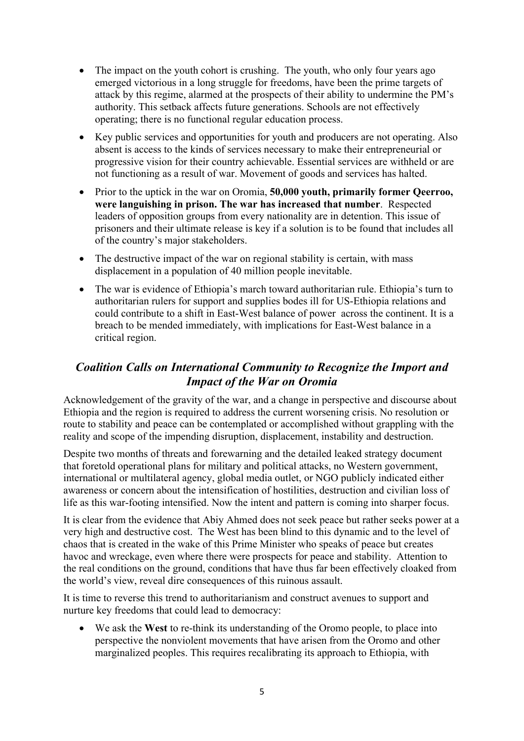- The impact on the youth cohort is crushing. The youth, who only four years ago emerged victorious in a long struggle for freedoms, have been the prime targets of attack by this regime, alarmed at the prospects of their ability to undermine the PM's authority. This setback affects future generations. Schools are not effectively operating; there is no functional regular education process.
- Key public services and opportunities for youth and producers are not operating. Also absent is access to the kinds of services necessary to make their entrepreneurial or progressive vision for their country achievable. Essential services are withheld or are not functioning as a result of war. Movement of goods and services has halted.
- Prior to the uptick in the war on Oromia, **50,000 youth, primarily former Qeerroo, were languishing in prison. The war has increased that number**. Respected leaders of opposition groups from every nationality are in detention. This issue of prisoners and their ultimate release is key if a solution is to be found that includes all of the country's major stakeholders.
- The destructive impact of the war on regional stability is certain, with mass displacement in a population of 40 million people inevitable.
- The war is evidence of Ethiopia's march toward authoritarian rule. Ethiopia's turn to authoritarian rulers for support and supplies bodes ill for US-Ethiopia relations and could contribute to a shift in East-West balance of power across the continent. It is a breach to be mended immediately, with implications for East-West balance in a critical region.

## *Coalition Calls on International Community to Recognize the Import and Impact of the War on Oromia*

Acknowledgement of the gravity of the war, and a change in perspective and discourse about Ethiopia and the region is required to address the current worsening crisis. No resolution or route to stability and peace can be contemplated or accomplished without grappling with the reality and scope of the impending disruption, displacement, instability and destruction.

Despite two months of threats and forewarning and the detailed leaked strategy document that foretold operational plans for military and political attacks, no Western government, international or multilateral agency, global media outlet, or NGO publicly indicated either awareness or concern about the intensification of hostilities, destruction and civilian loss of life as this war-footing intensified. Now the intent and pattern is coming into sharper focus.

It is clear from the evidence that Abiy Ahmed does not seek peace but rather seeks power at a very high and destructive cost. The West has been blind to this dynamic and to the level of chaos that is created in the wake of this Prime Minister who speaks of peace but creates havoc and wreckage, even where there were prospects for peace and stability. Attention to the real conditions on the ground, conditions that have thus far been effectively cloaked from the world's view, reveal dire consequences of this ruinous assault.

It is time to reverse this trend to authoritarianism and construct avenues to support and nurture key freedoms that could lead to democracy:

- We ask the **West** to re-think its understanding of the Oromo people, to place into perspective the nonviolent movements that have arisen from the Oromo and other marginalized peoples. This requires recalibrating its approach to Ethiopia, with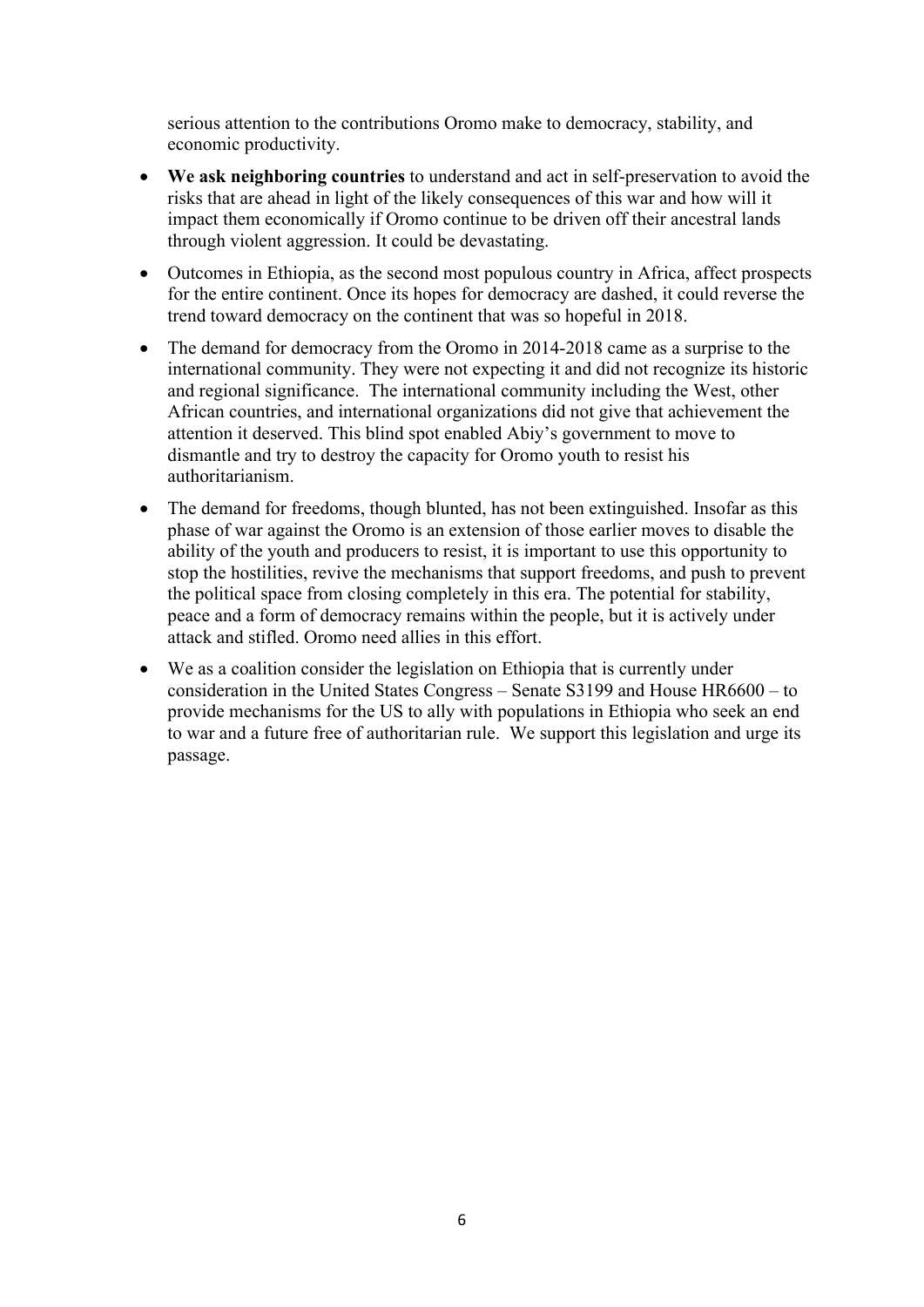serious attention to the contributions Oromo make to democracy, stability, and economic productivity.

- **We ask neighboring countries** to understand and act in self-preservation to avoid the risks that are ahead in light of the likely consequences of this war and how will it impact them economically if Oromo continue to be driven off their ancestral lands through violent aggression. It could be devastating.
- Outcomes in Ethiopia, as the second most populous country in Africa, affect prospects for the entire continent. Once its hopes for democracy are dashed, it could reverse the trend toward democracy on the continent that was so hopeful in 2018.
- The demand for democracy from the Oromo in 2014-2018 came as a surprise to the international community. They were not expecting it and did not recognize its historic and regional significance. The international community including the West, other African countries, and international organizations did not give that achievement the attention it deserved. This blind spot enabled Abiy's government to move to dismantle and try to destroy the capacity for Oromo youth to resist his authoritarianism.
- The demand for freedoms, though blunted, has not been extinguished. Insofar as this phase of war against the Oromo is an extension of those earlier moves to disable the ability of the youth and producers to resist, it is important to use this opportunity to stop the hostilities, revive the mechanisms that support freedoms, and push to prevent the political space from closing completely in this era. The potential for stability, peace and a form of democracy remains within the people, but it is actively under attack and stifled. Oromo need allies in this effort.
- We as a coalition consider the legislation on Ethiopia that is currently under consideration in the United States Congress – Senate S3199 and House HR6600 – to provide mechanisms for the US to ally with populations in Ethiopia who seek an end to war and a future free of authoritarian rule. We support this legislation and urge its passage.